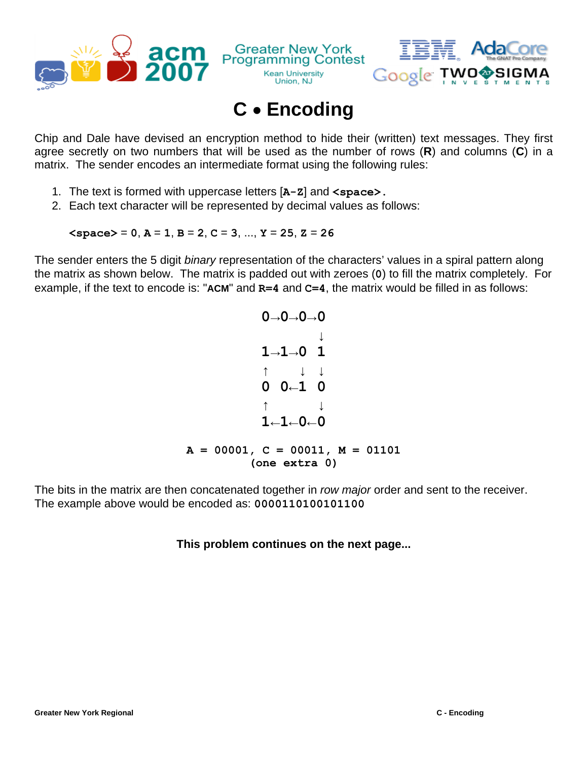# C • Encoding

Chip and Dale have devised an encryption method to hide their (written) text messages. They first agree secretly on two numbers that will be used as the number of rows (**R**) and columns (**C**) in a matrix. The sender encodes an intermediate format using the following rules:

1. The text is formed with uppercase letters [**A-Z**] and **<space>.**
2. Each text character will be represented by decimal values as follows:

   **<space>** = 0, **A** = 1, **B** = 2, **C** = 3, ..., **Y** = 25, **Z** = 26

The sender enters the 5 digit *binary* representation of the characters' values in a spiral pattern along the matrix as shown below. The matrix is padded out with zeroes (**0**) to fill the matrix completely. For example, if the text to encode is: "**ACM**" and **R=4** and **C=4**, the matrix would be filled in as follows:

```
0→0→0→0
      ↓
1→1→0 1
↑   ↓ ↓
0 0←1 0
↑     ↓
1←1←0←0
```

```
A = 00001, C = 00011, M = 01101
          (one extra 0)
```

The bits in the matrix are then concatenated together in *row major* order and sent to the receiver. The example above would be encoded as: **0000110100101100**

**This problem continues on the next page...**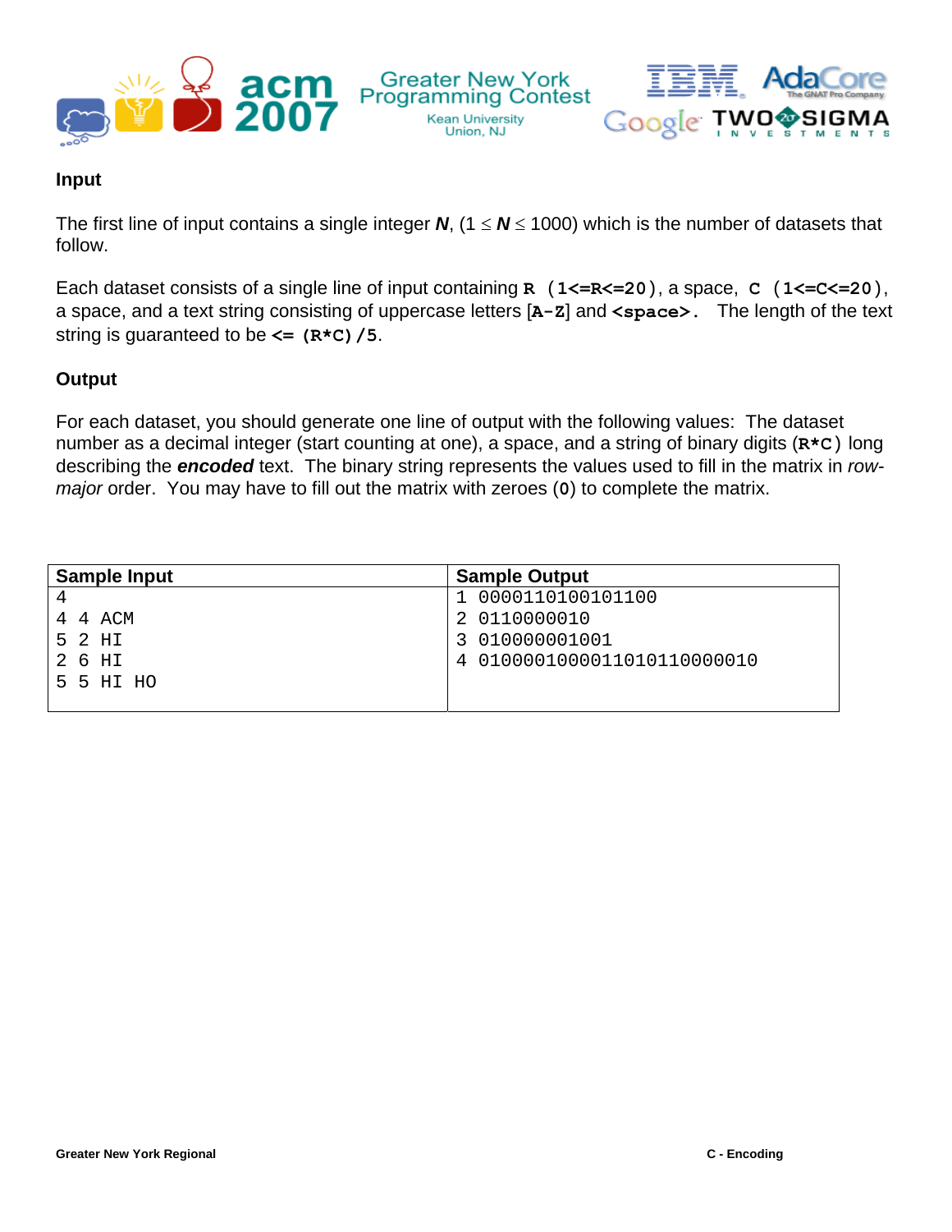### Input

The first line of input contains a single integer ***N***, (1 ≤ ***N*** ≤ 1000) which is the number of datasets that follow.

Each dataset consists of a single line of input containing **R (1<=R<=20)**, a space, **C (1<=C<=20)**, a space, and a text string consisting of uppercase letters [**A-Z**] and **<space>.** The length of the text string is guaranteed to be **<= (R*C)/5**.

### Output

For each dataset, you should generate one line of output with the following values: The dataset number as a decimal integer (start counting at one), a space, and a string of binary digits (**R*C**) long describing the ***encoded*** text. The binary string represents the values used to fill in the matrix in *row-major* order. You may have to fill out the matrix with zeroes (**0**) to complete the matrix.

| Sample Input | Sample Output |
|---|---|
| 4<br>4 4 ACM<br>5 2 HI<br>2 6 HI<br>5 5 HI HO | 1 0000110100101100<br>2 0110000010<br>3 010000001001<br>4 0100001000011010110000010 |